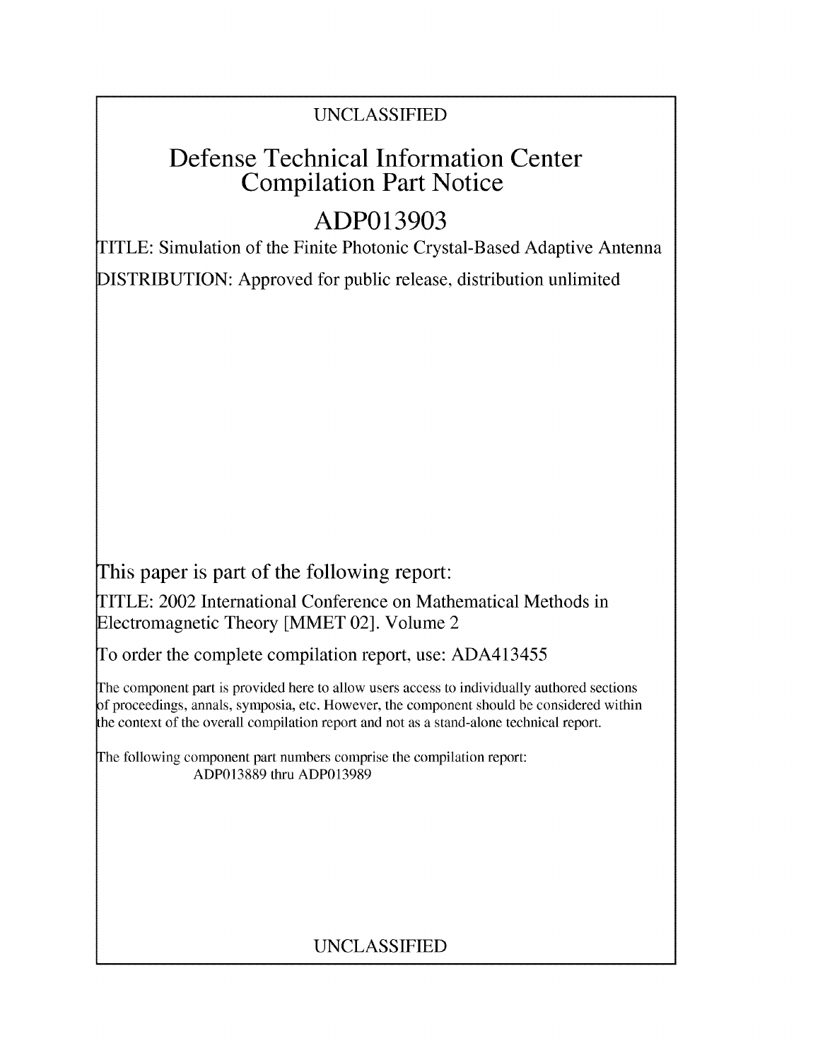UNCLASSIFIED

# Defense Technical Information Center Compilation Part Notice

## ADP013903

TITLE: Simulation of the Finite Photonic Crystal-Based Adaptive Antenna

DISTRIBUTION: Approved for public release, distribution unlimited

This paper is part of the following report:

TITLE: 2002 International Conference on Mathematical Methods in Electromagnetic Theory [MMET 02]. Volume 2

To order the complete compilation report, use: ADA413455

The component part is provided here to allow users access to individually authored sections of proceedings, annals, symposia, etc. However, the component should be considered within the context of the overall compilation report and not as a stand-alone technical report.

The following component part numbers comprise the compilation report:
ADP013889 thru ADP013989

UNCLASSIFIED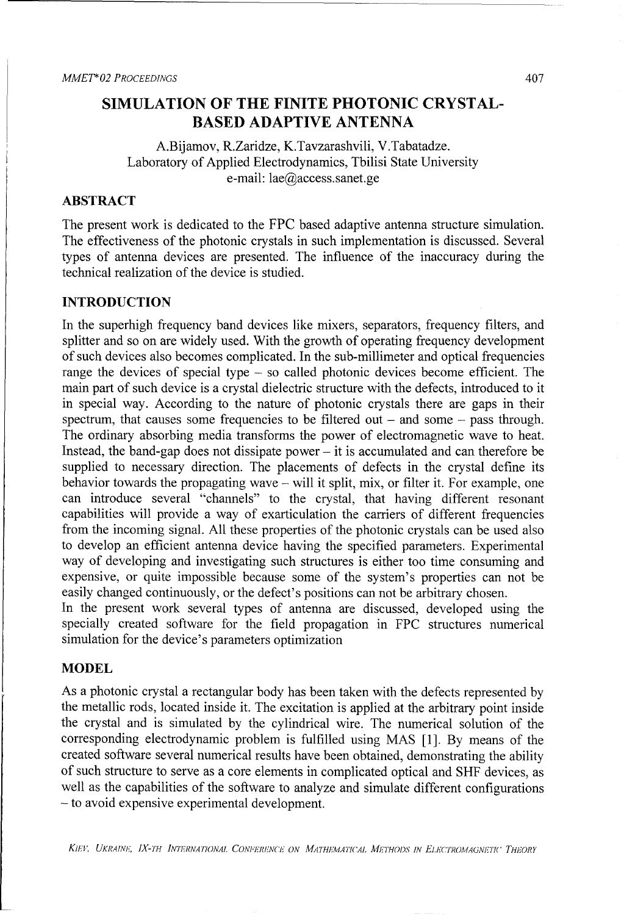# SIMULATION OF THE FINITE PHOTONIC CRYSTAL-BASED ADAPTIVE ANTENNA

A.Bijamov, R.Zaridze, K.Tavzarashvili, V.Tabatadze.
Laboratory of Applied Electrodynamics, Tbilisi State University
e-mail: lae@access.sanet.ge

## ABSTRACT

The present work is dedicated to the FPC based adaptive antenna structure simulation. The effectiveness of the photonic crystals in such implementation is discussed. Several types of antenna devices are presented. The influence of the inaccuracy during the technical realization of the device is studied.

## INTRODUCTION

In the superhigh frequency band devices like mixers, separators, frequency filters, and splitter and so on are widely used. With the growth of operating frequency development of such devices also becomes complicated. In the sub-millimeter and optical frequencies range the devices of special type – so called photonic devices become efficient. The main part of such device is a crystal dielectric structure with the defects, introduced to it in special way. According to the nature of photonic crystals there are gaps in their spectrum, that causes some frequencies to be filtered out – and some – pass through. The ordinary absorbing media transforms the power of electromagnetic wave to heat. Instead, the band-gap does not dissipate power – it is accumulated and can therefore be supplied to necessary direction. The placements of defects in the crystal define its behavior towards the propagating wave – will it split, mix, or filter it. For example, one can introduce several "channels" to the crystal, that having different resonant capabilities will provide a way of exarticulation the carriers of different frequencies from the incoming signal. All these properties of the photonic crystals can be used also to develop an efficient antenna device having the specified parameters. Experimental way of developing and investigating such structures is either too time consuming and expensive, or quite impossible because some of the system's properties can not be easily changed continuously, or the defect's positions can not be arbitrary chosen.

In the present work several types of antenna are discussed, developed using the specially created software for the field propagation in FPC structures numerical simulation for the device's parameters optimization

## MODEL

As a photonic crystal a rectangular body has been taken with the defects represented by the metallic rods, located inside it. The excitation is applied at the arbitrary point inside the crystal and is simulated by the cylindrical wire. The numerical solution of the corresponding electrodynamic problem is fulfilled using MAS [1]. By means of the created software several numerical results have been obtained, demonstrating the ability of such structure to serve as a core elements in complicated optical and SHF devices, as well as the capabilities of the software to analyze and simulate different configurations – to avoid expensive experimental development.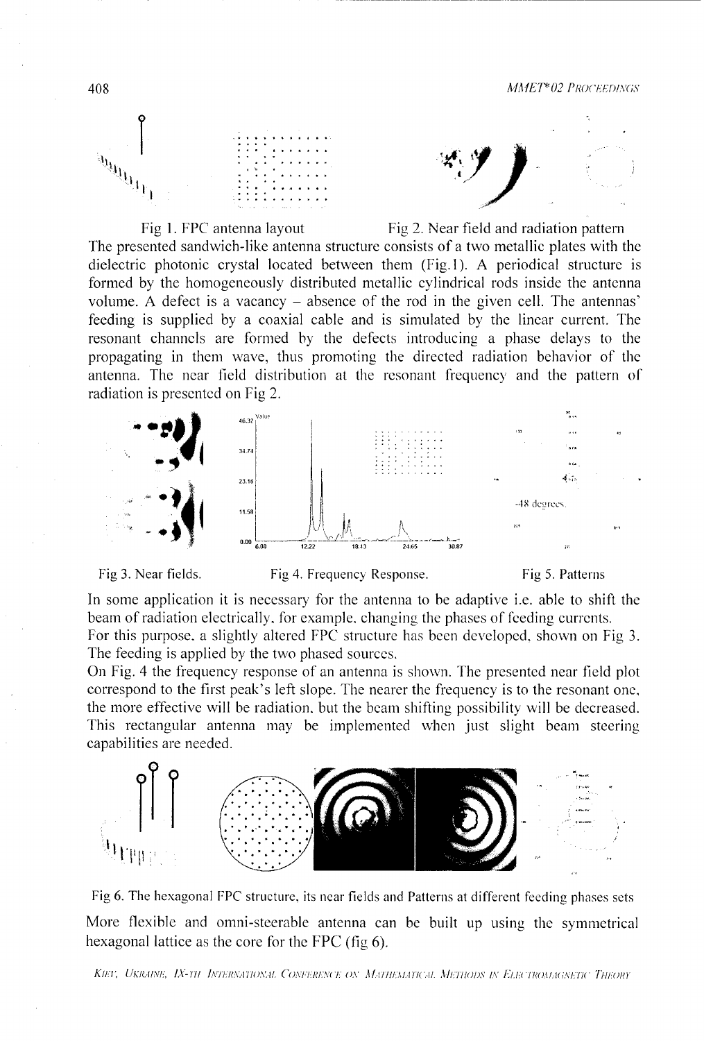Fig 1. FPC antenna layout

Fig 2. Near field and radiation pattern

The presented sandwich-like antenna structure consists of a two metallic plates with the dielectric photonic crystal located between them (Fig.1). A periodical structure is formed by the homogeneously distributed metallic cylindrical rods inside the antenna volume. A defect is a vacancy – absence of the rod in the given cell. The antennas' feeding is supplied by a coaxial cable and is simulated by the linear current. The resonant channels are formed by the defects introducing a phase delays to the propagating in them wave, thus promoting the directed radiation behavior of the antenna. The near field distribution at the resonant frequency and the pattern of radiation is presented on Fig 2.

Fig 3. Near fields.

Fig 4. Frequency Response.

Fig 5. Patterns

In some application it is necessary for the antenna to be adaptive i.e. able to shift the beam of radiation electrically, for example, changing the phases of feeding currents.
For this purpose, a slightly altered FPC structure has been developed, shown on Fig 3. The feeding is applied by the two phased sources.
On Fig. 4 the frequency response of an antenna is shown. The presented near field plot correspond to the first peak's left slope. The nearer the frequency is to the resonant one, the more effective will be radiation, but the beam shifting possibility will be decreased. This rectangular antenna may be implemented when just slight beam steering capabilities are needed.

Fig 6. The hexagonal FPC structure, its near fields and Patterns at different feeding phases sets

More flexible and omni-steerable antenna can be built up using the symmetrical hexagonal lattice as the core for the FPC (fig 6).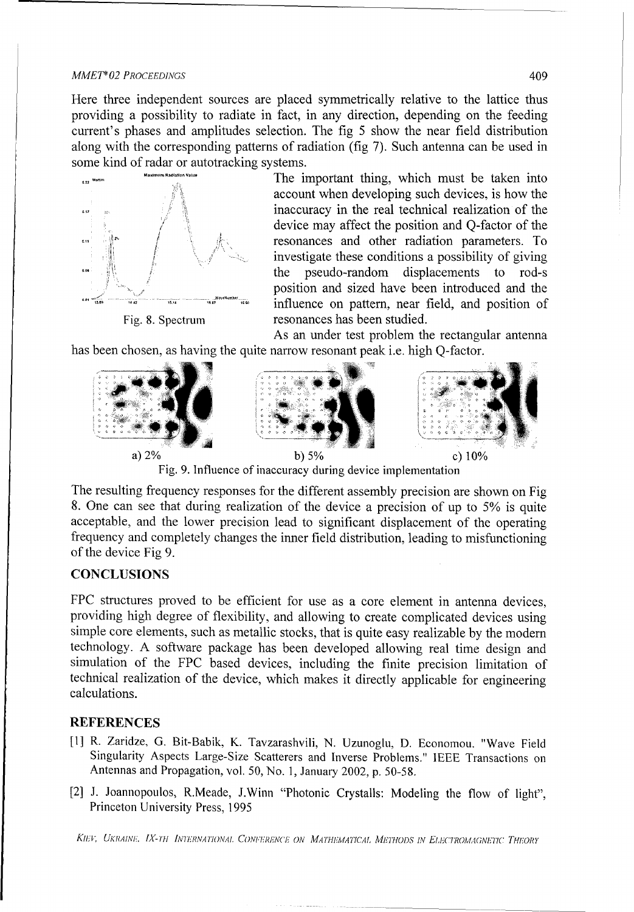Here three independent sources are placed symmetrically relative to the lattice thus providing a possibility to radiate in fact, in any direction, depending on the feeding current's phases and amplitudes selection. The fig 5 show the near field distribution along with the corresponding patterns of radiation (fig 7). Such antenna can be used in some kind of radar or autotracking systems.

The important thing, which must be taken into account when developing such devices, is how the inaccuracy in the real technical realization of the device may affect the position and Q-factor of the resonances and other radiation parameters. To investigate these conditions a possibility of giving the pseudo-random displacements to rod-s position and sized have been introduced and the influence on pattern, near field, and position of resonances has been studied.

Maximum Radiation Value

Watt/m

0.22

0.17

0.13

0.08

0.04

13.89

14.42

15.14

15.87

16.60

Wavenumber

Fig. 8. Spectrum

As an under test problem the rectangular antenna has been chosen, as having the quite narrow resonant peak i.e. high Q-factor.

a) 2%

b) 5%

c) 10%

Fig. 9. Influence of inaccuracy during device implementation

The resulting frequency responses for the different assembly precision are shown on Fig 8. One can see that during realization of the device a precision of up to 5% is quite acceptable, and the lower precision lead to significant displacement of the operating frequency and completely changes the inner field distribution, leading to misfunctioning of the device Fig 9.

## CONCLUSIONS

FPC structures proved to be efficient for use as a core element in antenna devices, providing high degree of flexibility, and allowing to create complicated devices using simple core elements, such as metallic stocks, that is quite easy realizable by the modern technology. A software package has been developed allowing real time design and simulation of the FPC based devices, including the finite precision limitation of technical realization of the device, which makes it directly applicable for engineering calculations.

## REFERENCES

[1] R. Zaridze, G. Bit-Babik, K. Tavzarashvili, N. Uzunoglu, D. Economou. "Wave Field Singularity Aspects Large-Size Scatterers and Inverse Problems." IEEE Transactions on Antennas and Propagation, vol. 50, No. 1, January 2002, p. 50-58.

[2] J. Joannopoulos, R.Meade, J.Winn "Photonic Crystalls: Modeling the flow of light", Princeton University Press, 1995